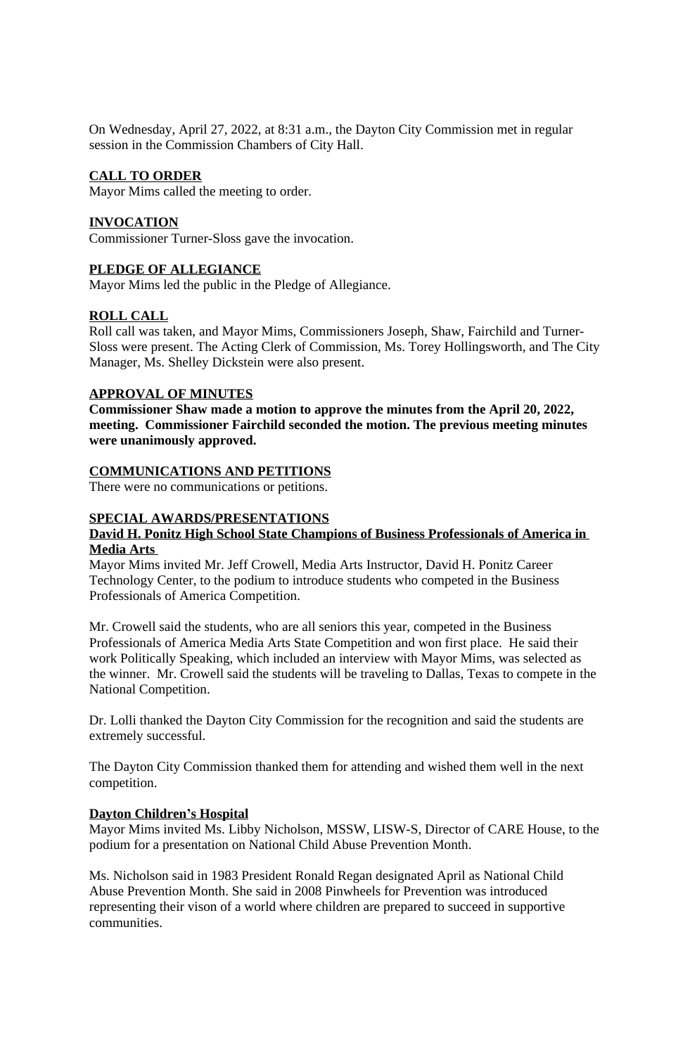On Wednesday, April 27, 2022, at 8:31 a.m., the Dayton City Commission met in regular session in the Commission Chambers of City Hall.

## CALL TO ORDER

Mayor Mims called the meeting to order.

## INVOCATION

Commissioner Turner-Sloss gave the invocation.

## PLEDGE OF ALLEGIANCE

Mayor Mims led the public in the Pledge of Allegiance.

## ROLL CALL

Roll call was taken, and Mayor Mims, Commissioners Joseph, Shaw, Fairchild and Turner-Sloss were present. The Acting Clerk of Commission, Ms. Torey Hollingsworth, and The City Manager, Ms. Shelley Dickstein were also present.

## APPROVAL OF MINUTES

**Commissioner Shaw made a motion to approve the minutes from the April 20, 2022, meeting. Commissioner Fairchild seconded the motion. The previous meeting minutes were unanimously approved.**

## COMMUNICATIONS AND PETITIONS

There were no communications or petitions.

## SPECIAL AWARDS/PRESENTATIONS

### David H. Ponitz High School State Champions of Business Professionals of America in Media Arts

Mayor Mims invited Mr. Jeff Crowell, Media Arts Instructor, David H. Ponitz Career Technology Center, to the podium to introduce students who competed in the Business Professionals of America Competition.

Mr. Crowell said the students, who are all seniors this year, competed in the Business Professionals of America Media Arts State Competition and won first place. He said their work Politically Speaking, which included an interview with Mayor Mims, was selected as the winner. Mr. Crowell said the students will be traveling to Dallas, Texas to compete in the National Competition.

Dr. Lolli thanked the Dayton City Commission for the recognition and said the students are extremely successful.

The Dayton City Commission thanked them for attending and wished them well in the next competition.

### Dayton Children's Hospital

Mayor Mims invited Ms. Libby Nicholson, MSSW, LISW-S, Director of CARE House, to the podium for a presentation on National Child Abuse Prevention Month.

Ms. Nicholson said in 1983 President Ronald Regan designated April as National Child Abuse Prevention Month. She said in 2008 Pinwheels for Prevention was introduced representing their vison of a world where children are prepared to succeed in supportive communities.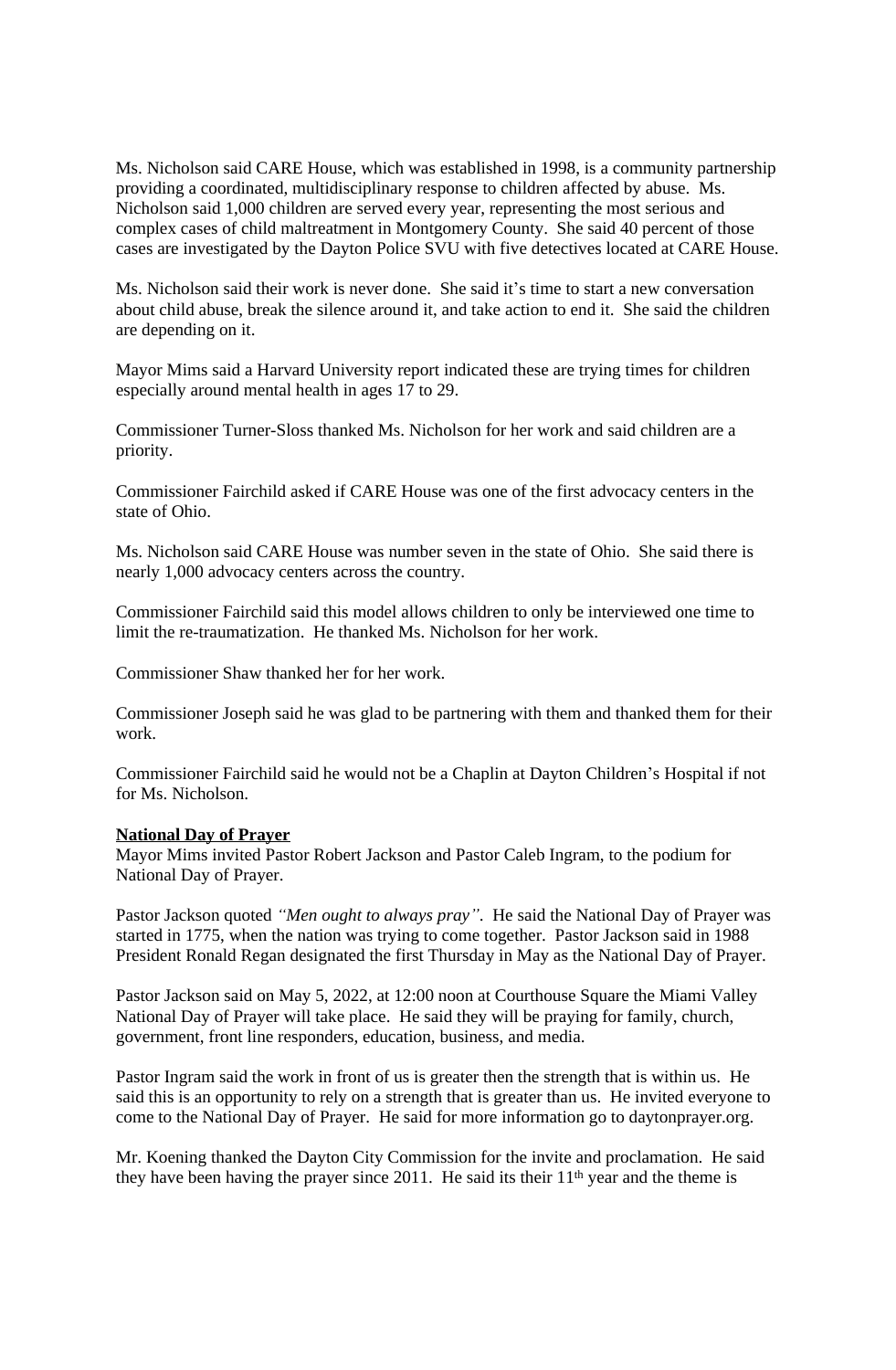Ms. Nicholson said CARE House, which was established in 1998, is a community partnership providing a coordinated, multidisciplinary response to children affected by abuse. Ms. Nicholson said 1,000 children are served every year, representing the most serious and complex cases of child maltreatment in Montgomery County. She said 40 percent of those cases are investigated by the Dayton Police SVU with five detectives located at CARE House.

Ms. Nicholson said their work is never done. She said it's time to start a new conversation about child abuse, break the silence around it, and take action to end it. She said the children are depending on it.

Mayor Mims said a Harvard University report indicated these are trying times for children especially around mental health in ages 17 to 29.

Commissioner Turner-Sloss thanked Ms. Nicholson for her work and said children are a priority.

Commissioner Fairchild asked if CARE House was one of the first advocacy centers in the state of Ohio.

Ms. Nicholson said CARE House was number seven in the state of Ohio. She said there is nearly 1,000 advocacy centers across the country.

Commissioner Fairchild said this model allows children to only be interviewed one time to limit the re-traumatization. He thanked Ms. Nicholson for her work.

Commissioner Shaw thanked her for her work.

Commissioner Joseph said he was glad to be partnering with them and thanked them for their work.

Commissioner Fairchild said he would not be a Chaplin at Dayton Children's Hospital if not for Ms. Nicholson.

**National Day of Prayer**

Mayor Mims invited Pastor Robert Jackson and Pastor Caleb Ingram, to the podium for National Day of Prayer.

Pastor Jackson quoted *"Men ought to always pray"*. He said the National Day of Prayer was started in 1775, when the nation was trying to come together. Pastor Jackson said in 1988 President Ronald Regan designated the first Thursday in May as the National Day of Prayer.

Pastor Jackson said on May 5, 2022, at 12:00 noon at Courthouse Square the Miami Valley National Day of Prayer will take place. He said they will be praying for family, church, government, front line responders, education, business, and media.

Pastor Ingram said the work in front of us is greater then the strength that is within us. He said this is an opportunity to rely on a strength that is greater than us. He invited everyone to come to the National Day of Prayer. He said for more information go to daytonprayer.org.

Mr. Koening thanked the Dayton City Commission for the invite and proclamation. He said they have been having the prayer since 2011. He said its their 11th year and the theme is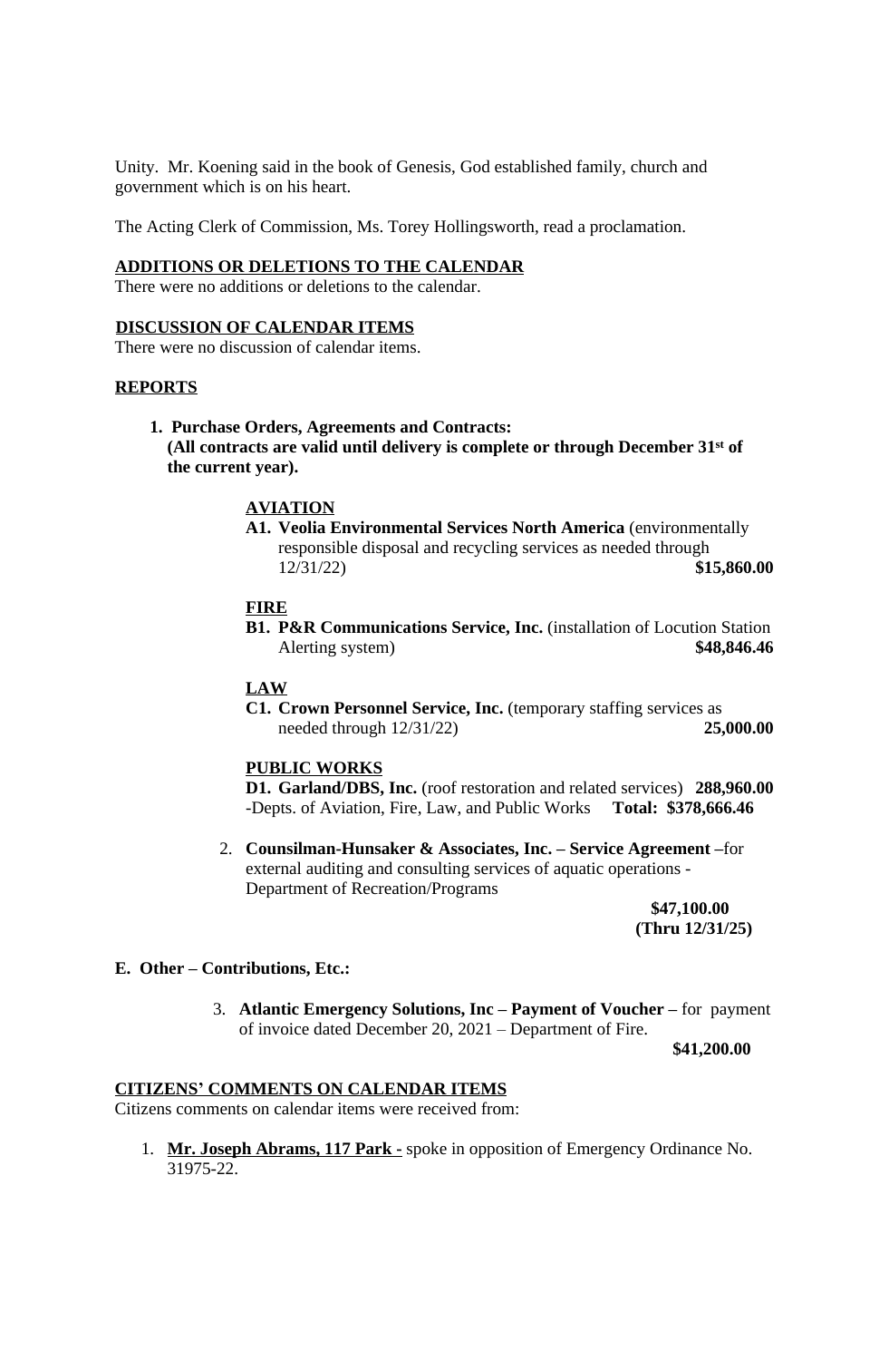Unity. Mr. Koening said in the book of Genesis, God established family, church and government which is on his heart.

The Acting Clerk of Commission, Ms. Torey Hollingsworth, read a proclamation.

**ADDITIONS OR DELETIONS TO THE CALENDAR**

There were no additions or deletions to the calendar.

**DISCUSSION OF CALENDAR ITEMS**

There were no discussion of calendar items.

**REPORTS**

1. **Purchase Orders, Agreements and Contracts:**
   **(All contracts are valid until delivery is complete or through December 31st of the current year).**

   **AVIATION**

   **A1. Veolia Environmental Services North America** (environmentally responsible disposal and recycling services as needed through 12/31/22) **$15,860.00**

   **FIRE**

   **B1. P&R Communications Service, Inc.** (installation of Locution Station Alerting system) **$48,846.46**

   **LAW**

   **C1. Crown Personnel Service, Inc.** (temporary staffing services as needed through 12/31/22) **25,000.00**

   **PUBLIC WORKS**

   **D1. Garland/DBS, Inc.** (roof restoration and related services) **288,960.00**
   -Depts. of Aviation, Fire, Law, and Public Works **Total: $378,666.46**

2. **Counsilman-Hunsaker & Associates, Inc. – Service Agreement –**for external auditing and consulting services of aquatic operations - Department of Recreation/Programs

   **$47,100.00**
   **(Thru 12/31/25)**

**E. Other – Contributions, Etc.:**

3. **Atlantic Emergency Solutions, Inc – Payment of Voucher –** for payment of invoice dated December 20, 2021 – Department of Fire.

   **$41,200.00**

**CITIZENS' COMMENTS ON CALENDAR ITEMS**

Citizens comments on calendar items were received from:

1. **Mr. Joseph Abrams, 117 Park -** spoke in opposition of Emergency Ordinance No. 31975-22.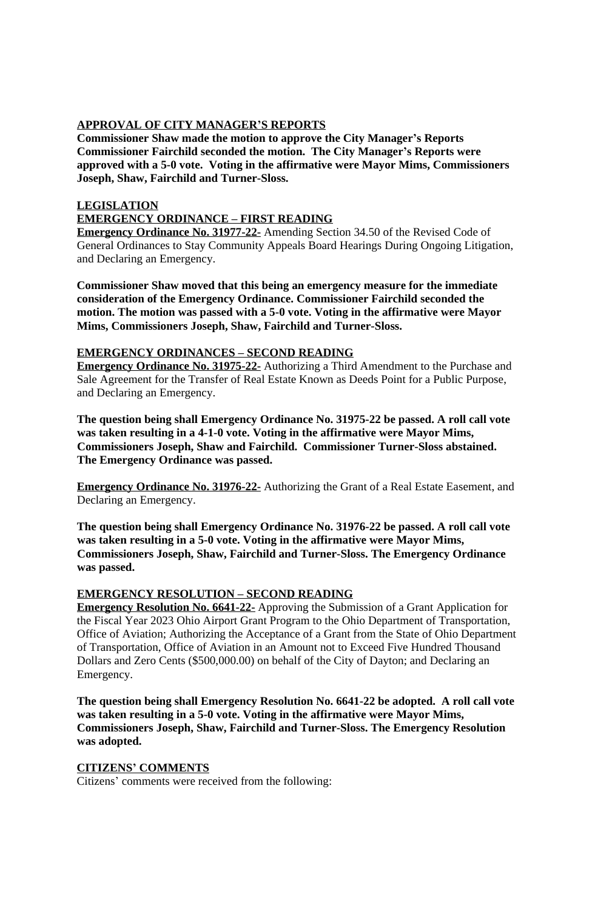**APPROVAL OF CITY MANAGER'S REPORTS**

**Commissioner Shaw made the motion to approve the City Manager's Reports Commissioner Fairchild seconded the motion. The City Manager's Reports were approved with a 5-0 vote. Voting in the affirmative were Mayor Mims, Commissioners Joseph, Shaw, Fairchild and Turner-Sloss.**

**LEGISLATION**

**EMERGENCY ORDINANCE – FIRST READING**

**Emergency Ordinance No. 31977-22-** Amending Section 34.50 of the Revised Code of General Ordinances to Stay Community Appeals Board Hearings During Ongoing Litigation, and Declaring an Emergency.

**Commissioner Shaw moved that this being an emergency measure for the immediate consideration of the Emergency Ordinance. Commissioner Fairchild seconded the motion. The motion was passed with a 5-0 vote. Voting in the affirmative were Mayor Mims, Commissioners Joseph, Shaw, Fairchild and Turner-Sloss.**

**EMERGENCY ORDINANCES – SECOND READING**

**Emergency Ordinance No. 31975-22-** Authorizing a Third Amendment to the Purchase and Sale Agreement for the Transfer of Real Estate Known as Deeds Point for a Public Purpose, and Declaring an Emergency.

**The question being shall Emergency Ordinance No. 31975-22 be passed. A roll call vote was taken resulting in a 4-1-0 vote. Voting in the affirmative were Mayor Mims, Commissioners Joseph, Shaw and Fairchild. Commissioner Turner-Sloss abstained. The Emergency Ordinance was passed.**

**Emergency Ordinance No. 31976-22-** Authorizing the Grant of a Real Estate Easement, and Declaring an Emergency.

**The question being shall Emergency Ordinance No. 31976-22 be passed. A roll call vote was taken resulting in a 5-0 vote. Voting in the affirmative were Mayor Mims, Commissioners Joseph, Shaw, Fairchild and Turner-Sloss. The Emergency Ordinance was passed.**

**EMERGENCY RESOLUTION – SECOND READING**

**Emergency Resolution No. 6641-22-** Approving the Submission of a Grant Application for the Fiscal Year 2023 Ohio Airport Grant Program to the Ohio Department of Transportation, Office of Aviation; Authorizing the Acceptance of a Grant from the State of Ohio Department of Transportation, Office of Aviation in an Amount not to Exceed Five Hundred Thousand Dollars and Zero Cents ($500,000.00) on behalf of the City of Dayton; and Declaring an Emergency.

**The question being shall Emergency Resolution No. 6641-22 be adopted. A roll call vote was taken resulting in a 5-0 vote. Voting in the affirmative were Mayor Mims, Commissioners Joseph, Shaw, Fairchild and Turner-Sloss. The Emergency Resolution was adopted.**

**CITIZENS' COMMENTS**

Citizens' comments were received from the following: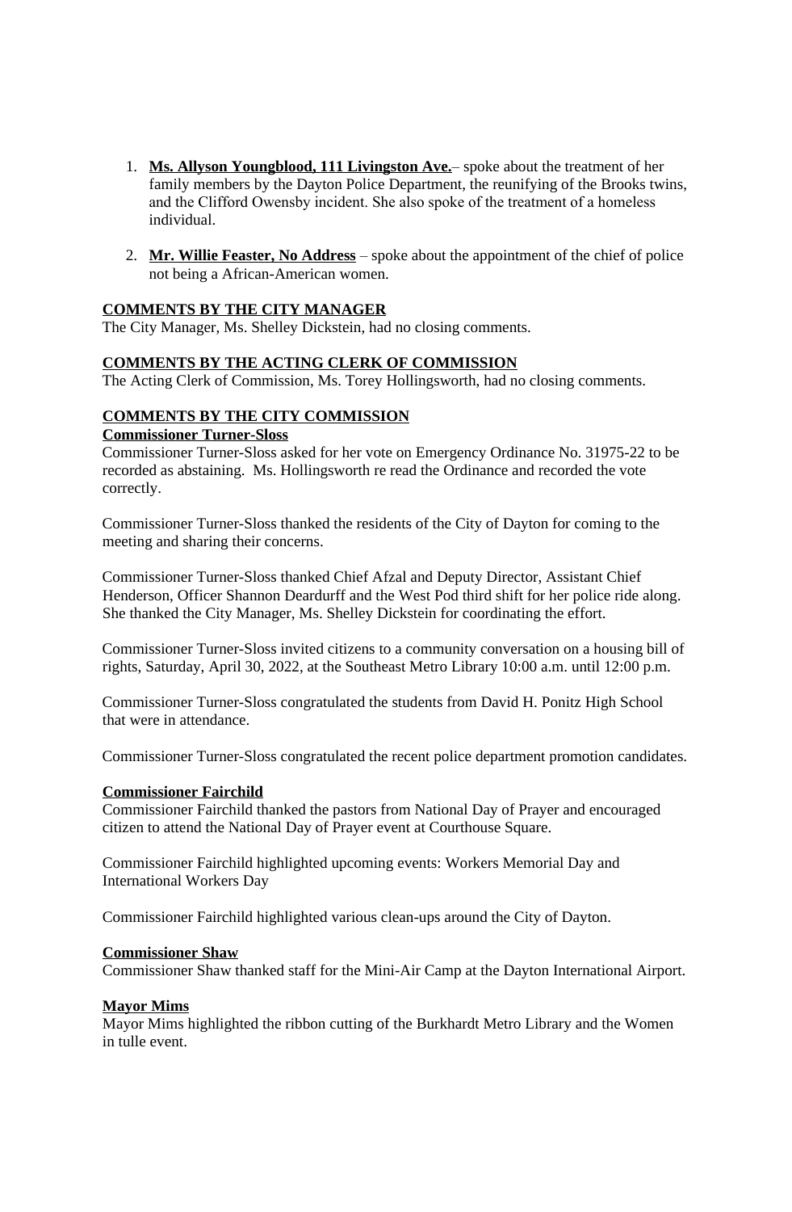1. **Ms. Allyson Youngblood, 111 Livingston Ave.**– spoke about the treatment of her family members by the Dayton Police Department, the reunifying of the Brooks twins, and the Clifford Owensby incident. She also spoke of the treatment of a homeless individual.

2. **Mr. Willie Feaster, No Address** – spoke about the appointment of the chief of police not being a African-American women.

**COMMENTS BY THE CITY MANAGER**

The City Manager, Ms. Shelley Dickstein, had no closing comments.

**COMMENTS BY THE ACTING CLERK OF COMMISSION**

The Acting Clerk of Commission, Ms. Torey Hollingsworth, had no closing comments.

**COMMENTS BY THE CITY COMMISSION**

**Commissioner Turner-Sloss**

Commissioner Turner-Sloss asked for her vote on Emergency Ordinance No. 31975-22 to be recorded as abstaining. Ms. Hollingsworth re read the Ordinance and recorded the vote correctly.

Commissioner Turner-Sloss thanked the residents of the City of Dayton for coming to the meeting and sharing their concerns.

Commissioner Turner-Sloss thanked Chief Afzal and Deputy Director, Assistant Chief Henderson, Officer Shannon Deardurff and the West Pod third shift for her police ride along. She thanked the City Manager, Ms. Shelley Dickstein for coordinating the effort.

Commissioner Turner-Sloss invited citizens to a community conversation on a housing bill of rights, Saturday, April 30, 2022, at the Southeast Metro Library 10:00 a.m. until 12:00 p.m.

Commissioner Turner-Sloss congratulated the students from David H. Ponitz High School that were in attendance.

Commissioner Turner-Sloss congratulated the recent police department promotion candidates.

**Commissioner Fairchild**

Commissioner Fairchild thanked the pastors from National Day of Prayer and encouraged citizen to attend the National Day of Prayer event at Courthouse Square.

Commissioner Fairchild highlighted upcoming events: Workers Memorial Day and International Workers Day

Commissioner Fairchild highlighted various clean-ups around the City of Dayton.

**Commissioner Shaw**

Commissioner Shaw thanked staff for the Mini-Air Camp at the Dayton International Airport.

**Mayor Mims**

Mayor Mims highlighted the ribbon cutting of the Burkhardt Metro Library and the Women in tulle event.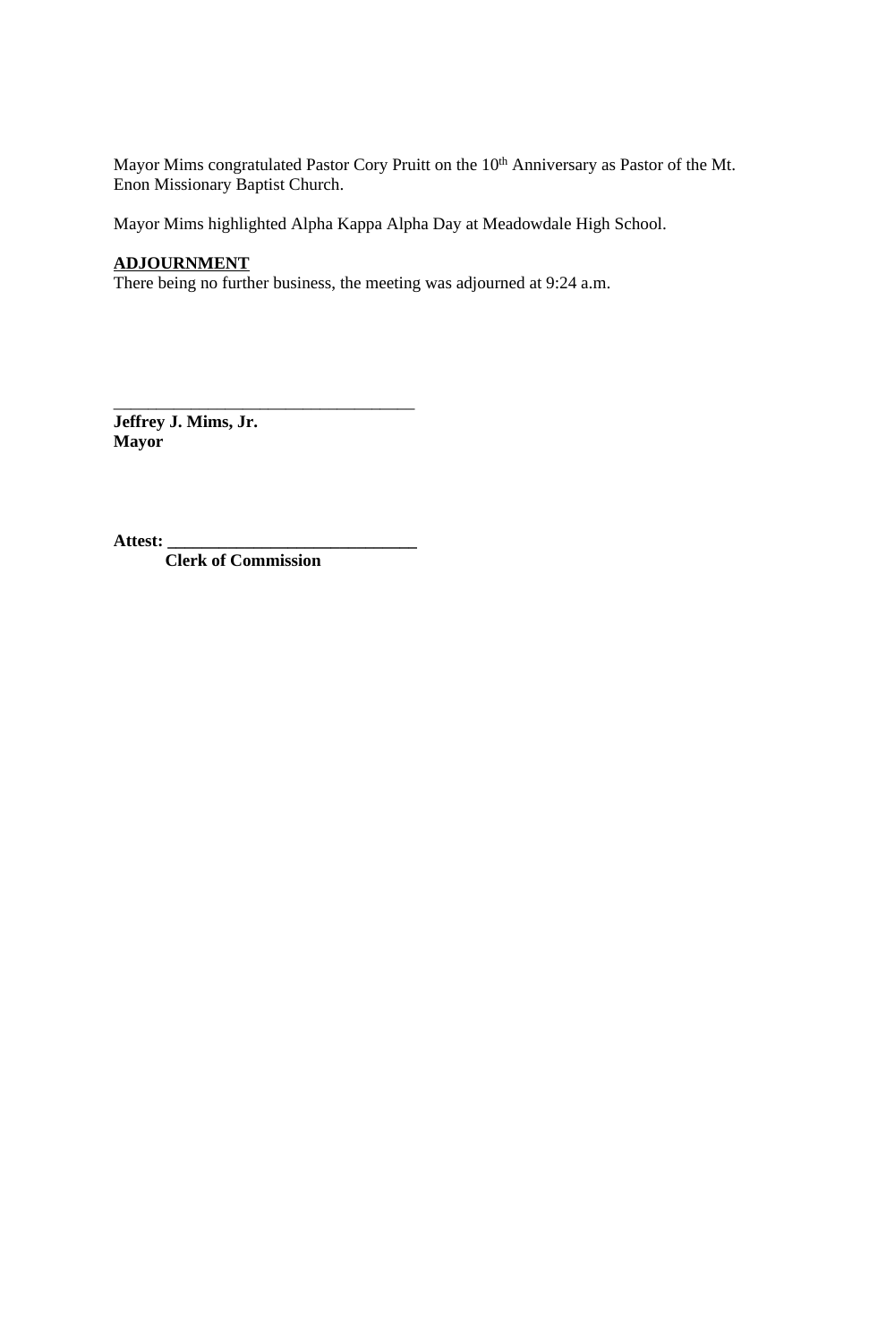Mayor Mims congratulated Pastor Cory Pruitt on the 10th Anniversary as Pastor of the Mt. Enon Missionary Baptist Church.

Mayor Mims highlighted Alpha Kappa Alpha Day at Meadowdale High School.

**ADJOURNMENT**

There being no further business, the meeting was adjourned at 9:24 a.m.

\_\_\_\_\_\_\_\_\_\_\_\_\_\_\_\_\_\_\_\_\_\_\_\_\_\_\_\_\_\_\_\_\_\_\_\_

**Jeffrey J. Mims, Jr.**
**Mayor**

**Attest: \_\_\_\_\_\_\_\_\_\_\_\_\_\_\_\_\_\_\_\_\_\_\_\_\_\_\_\_\_**
**Clerk of Commission**